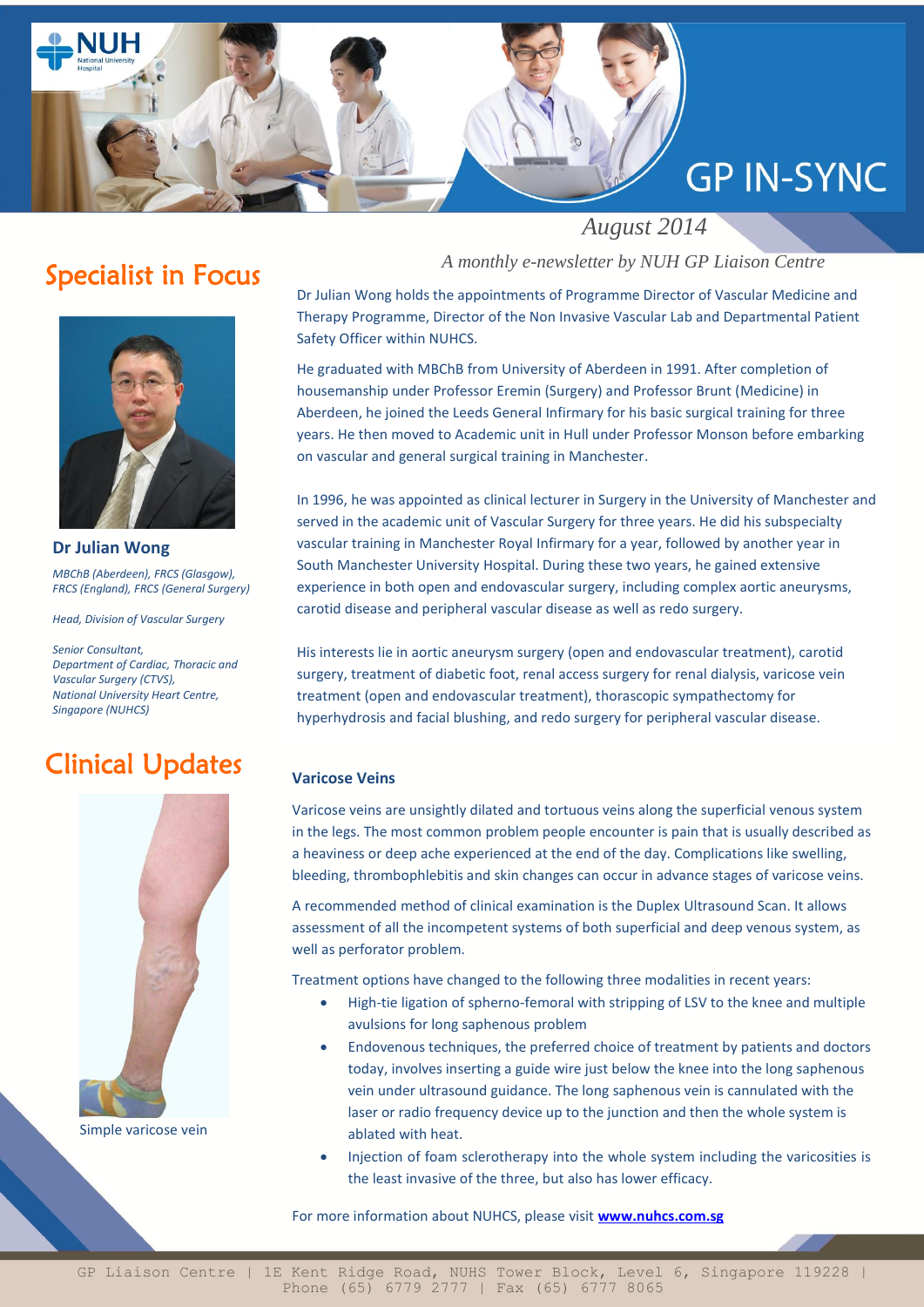# GP IN-SYNC

*August 2014*

*A monthly e-newsletter by NUH GP Liaison Centre*

## Specialist in Focus

**Dr Julian Wong**

*MBChB (Aberdeen), FRCS (Glasgow), FRCS (England), FRCS (General Surgery)*

*Head, Division of Vascular Surgery*

*Senior Consultant, Department of Cardiac, Thoracic and Vascular Surgery (CTVS), National University Heart Centre, Singapore (NUHCS)*

Dr Julian Wong holds the appointments of Programme Director of Vascular Medicine and Therapy Programme, Director of the Non Invasive Vascular Lab and Departmental Patient Safety Officer within NUHCS.

He graduated with MBChB from University of Aberdeen in 1991. After completion of housemanship under Professor Eremin (Surgery) and Professor Brunt (Medicine) in Aberdeen, he joined the Leeds General Infirmary for his basic surgical training for three years. He then moved to Academic unit in Hull under Professor Monson before embarking on vascular and general surgical training in Manchester.

In 1996, he was appointed as clinical lecturer in Surgery in the University of Manchester and served in the academic unit of Vascular Surgery for three years. He did his subspecialty vascular training in Manchester Royal Infirmary for a year, followed by another year in South Manchester University Hospital. During these two years, he gained extensive experience in both open and endovascular surgery, including complex aortic aneurysms, carotid disease and peripheral vascular disease as well as redo surgery.

His interests lie in aortic aneurysm surgery (open and endovascular treatment), carotid surgery, treatment of diabetic foot, renal access surgery for renal dialysis, varicose vein treatment (open and endovascular treatment), thorascopic sympathectomy for hyperhydrosis and facial blushing, and redo surgery for peripheral vascular disease.

## Clinical Updates

Simple varicose vein

### Varicose Veins

Varicose veins are unsightly dilated and tortuous veins along the superficial venous system in the legs. The most common problem people encounter is pain that is usually described as a heaviness or deep ache experienced at the end of the day. Complications like swelling, bleeding, thrombophlebitis and skin changes can occur in advance stages of varicose veins.

A recommended method of clinical examination is the Duplex Ultrasound Scan. It allows assessment of all the incompetent systems of both superficial and deep venous system, as well as perforator problem.

Treatment options have changed to the following three modalities in recent years:

- High-tie ligation of spherno-femoral with stripping of LSV to the knee and multiple avulsions for long saphenous problem
- Endovenous techniques, the preferred choice of treatment by patients and doctors today, involves inserting a guide wire just below the knee into the long saphenous vein under ultrasound guidance. The long saphenous vein is cannulated with the laser or radio frequency device up to the junction and then the whole system is ablated with heat.
- Injection of foam sclerotherapy into the whole system including the varicosities is the least invasive of the three, but also has lower efficacy.

For more information about NUHCS, please visit **www.nuhcs.com.sg**

GP Liaison Centre | 1E Kent Ridge Road, NUHS Tower Block, Level 6, Singapore 119228 | Phone (65) 6779 2777 | Fax (65) 6777 8065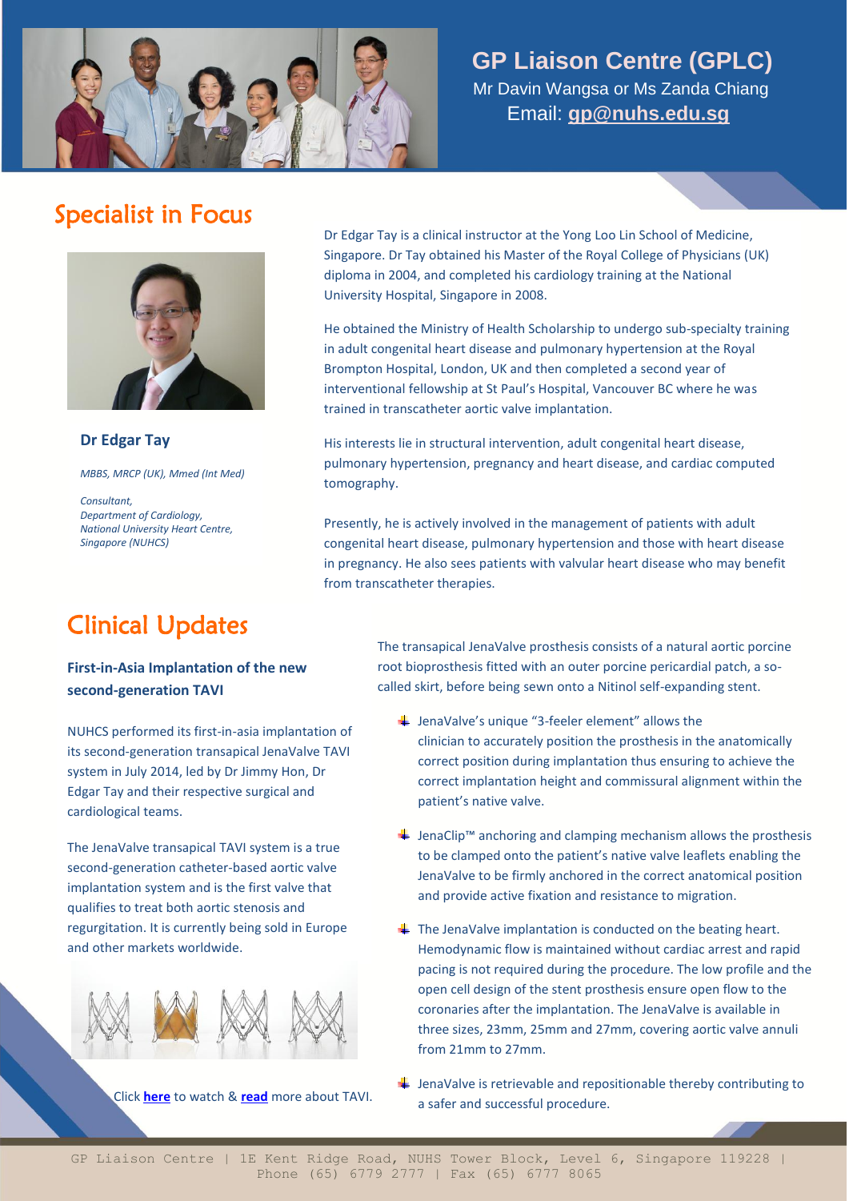## GP Liaison Centre (GPLC)

Mr Davin Wangsa or Ms Zanda Chiang

Email: **gp@nuhs.edu.sg**

# Specialist in Focus

**Dr Edgar Tay**

*MBBS, MRCP (UK), Mmed (Int Med)*

*Consultant,*
*Department of Cardiology,*
*National University Heart Centre,*
*Singapore (NUHCS)*

Dr Edgar Tay is a clinical instructor at the Yong Loo Lin School of Medicine, Singapore. Dr Tay obtained his Master of the Royal College of Physicians (UK) diploma in 2004, and completed his cardiology training at the National University Hospital, Singapore in 2008.

He obtained the Ministry of Health Scholarship to undergo sub-specialty training in adult congenital heart disease and pulmonary hypertension at the Royal Brompton Hospital, London, UK and then completed a second year of interventional fellowship at St Paul's Hospital, Vancouver BC where he was trained in transcatheter aortic valve implantation.

His interests lie in structural intervention, adult congenital heart disease, pulmonary hypertension, pregnancy and heart disease, and cardiac computed tomography.

Presently, he is actively involved in the management of patients with adult congenital heart disease, pulmonary hypertension and those with heart disease in pregnancy. He also sees patients with valvular heart disease who may benefit from transcatheter therapies.

# Clinical Updates

### First-in-Asia Implantation of the new second-generation TAVI

NUHCS performed its first-in-asia implantation of its second-generation transapical JenaValve TAVI system in July 2014, led by Dr Jimmy Hon, Dr Edgar Tay and their respective surgical and cardiological teams.

The JenaValve transapical TAVI system is a true second-generation catheter-based aortic valve implantation system and is the first valve that qualifies to treat both aortic stenosis and regurgitation. It is currently being sold in Europe and other markets worldwide.

Click **here** to watch & **read** more about TAVI.

The transapical JenaValve prosthesis consists of a natural aortic porcine root bioprosthesis fitted with an outer porcine pericardial patch, a so-called skirt, before being sewn onto a Nitinol self-expanding stent.

- JenaValve's unique "3-feeler element" allows the clinician to accurately position the prosthesis in the anatomically correct position during implantation thus ensuring to achieve the correct implantation height and commissural alignment within the patient's native valve.
- JenaClip™ anchoring and clamping mechanism allows the prosthesis to be clamped onto the patient's native valve leaflets enabling the JenaValve to be firmly anchored in the correct anatomical position and provide active fixation and resistance to migration.
- The JenaValve implantation is conducted on the beating heart. Hemodynamic flow is maintained without cardiac arrest and rapid pacing is not required during the procedure. The low profile and the open cell design of the stent prosthesis ensure open flow to the coronaries after the implantation. The JenaValve is available in three sizes, 23mm, 25mm and 27mm, covering aortic valve annuli from 21mm to 27mm.
- JenaValve is retrievable and repositionable thereby contributing to a safer and successful procedure.

GP Liaison Centre | 1E Kent Ridge Road, NUHS Tower Block, Level 6, Singapore 119228 | Phone (65) 6779 2777 | Fax (65) 6777 8065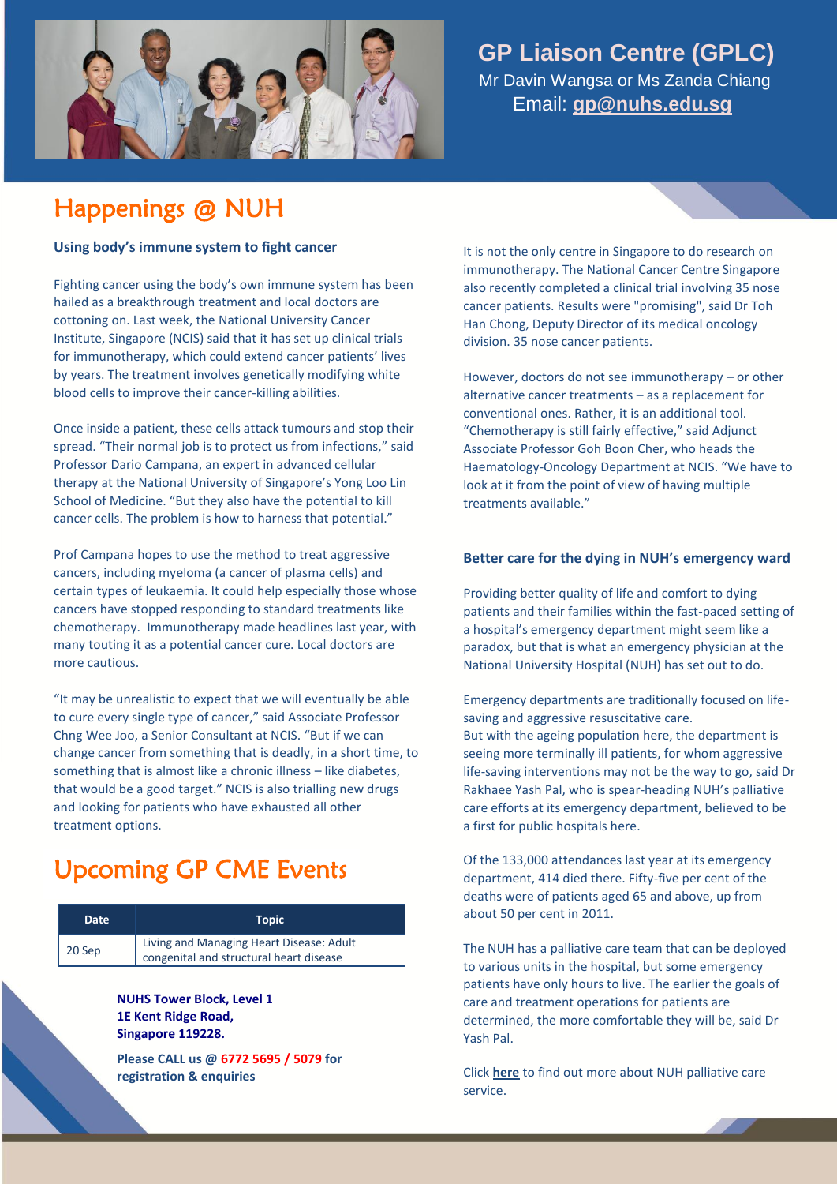## GP Liaison Centre (GPLC)

Mr Davin Wangsa or Ms Zanda Chiang

Email: **gp@nuhs.edu.sg**

# Happenings @ NUH

### Using body's immune system to fight cancer

Fighting cancer using the body's own immune system has been hailed as a breakthrough treatment and local doctors are cottoning on. Last week, the National University Cancer Institute, Singapore (NCIS) said that it has set up clinical trials for immunotherapy, which could extend cancer patients' lives by years. The treatment involves genetically modifying white blood cells to improve their cancer-killing abilities.

Once inside a patient, these cells attack tumours and stop their spread. "Their normal job is to protect us from infections," said Professor Dario Campana, an expert in advanced cellular therapy at the National University of Singapore's Yong Loo Lin School of Medicine. "But they also have the potential to kill cancer cells. The problem is how to harness that potential."

Prof Campana hopes to use the method to treat aggressive cancers, including myeloma (a cancer of plasma cells) and certain types of leukaemia. It could help especially those whose cancers have stopped responding to standard treatments like chemotherapy. Immunotherapy made headlines last year, with many touting it as a potential cancer cure. Local doctors are more cautious.

"It may be unrealistic to expect that we will eventually be able to cure every single type of cancer," said Associate Professor Chng Wee Joo, a Senior Consultant at NCIS. "But if we can change cancer from something that is deadly, in a short time, to something that is almost like a chronic illness – like diabetes, that would be a good target." NCIS is also trialling new drugs and looking for patients who have exhausted all other treatment options.

It is not the only centre in Singapore to do research on immunotherapy. The National Cancer Centre Singapore also recently completed a clinical trial involving 35 nose cancer patients. Results were "promising", said Dr Toh Han Chong, Deputy Director of its medical oncology division. 35 nose cancer patients.

However, doctors do not see immunotherapy – or other alternative cancer treatments – as a replacement for conventional ones. Rather, it is an additional tool. "Chemotherapy is still fairly effective," said Adjunct Associate Professor Goh Boon Cher, who heads the Haematology-Oncology Department at NCIS. "We have to look at it from the point of view of having multiple treatments available."

### Better care for the dying in NUH's emergency ward

Providing better quality of life and comfort to dying patients and their families within the fast-paced setting of a hospital's emergency department might seem like a paradox, but that is what an emergency physician at the National University Hospital (NUH) has set out to do.

Emergency departments are traditionally focused on life-saving and aggressive resuscitative care.
But with the ageing population here, the department is seeing more terminally ill patients, for whom aggressive life-saving interventions may not be the way to go, said Dr Rakhaee Yash Pal, who is spear-heading NUH's palliative care efforts at its emergency department, believed to be a first for public hospitals here.

Of the 133,000 attendances last year at its emergency department, 414 died there. Fifty-five per cent of the deaths were of patients aged 65 and above, up from about 50 per cent in 2011.

The NUH has a palliative care team that can be deployed to various units in the hospital, but some emergency patients have only hours to live. The earlier the goals of care and treatment operations for patients are determined, the more comfortable they will be, said Dr Yash Pal.

Click **here** to find out more about NUH palliative care service.

# Upcoming GP CME Events

| Date | Topic |
|---|---|
| 20 Sep | Living and Managing Heart Disease: Adult congenital and structural heart disease |

**NUHS Tower Block, Level 1**
**1E Kent Ridge Road,**
**Singapore 119228.**

**Please CALL us @ 6772 5695 / 5079 for registration & enquiries**